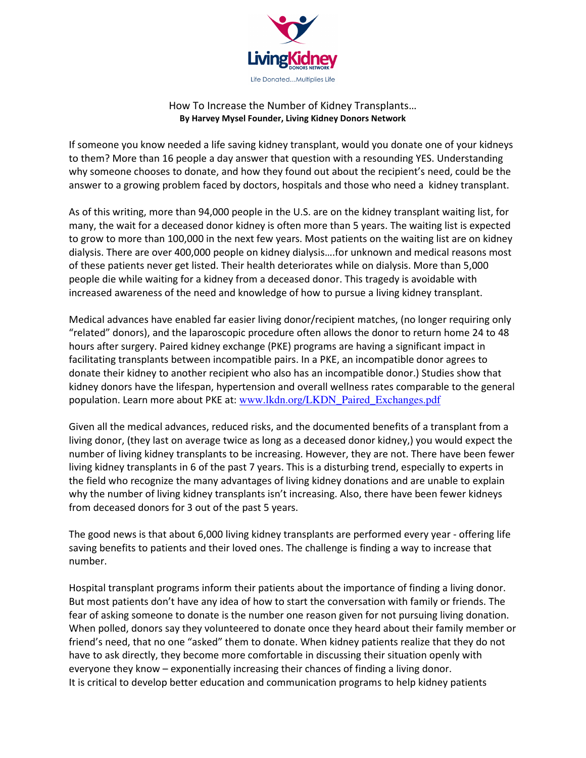LivingKidney DONORS NETWORK

Life Donated...Multiplies Life

# How To Increase the Number of Kidney Transplants…

**By Harvey Mysel Founder, Living Kidney Donors Network**

If someone you know needed a life saving kidney transplant, would you donate one of your kidneys to them? More than 16 people a day answer that question with a resounding YES. Understanding why someone chooses to donate, and how they found out about the recipient's need, could be the answer to a growing problem faced by doctors, hospitals and those who need a kidney transplant.

As of this writing, more than 94,000 people in the U.S. are on the kidney transplant waiting list, for many, the wait for a deceased donor kidney is often more than 5 years. The waiting list is expected to grow to more than 100,000 in the next few years. Most patients on the waiting list are on kidney dialysis. There are over 400,000 people on kidney dialysis….for unknown and medical reasons most of these patients never get listed. Their health deteriorates while on dialysis. More than 5,000 people die while waiting for a kidney from a deceased donor. This tragedy is avoidable with increased awareness of the need and knowledge of how to pursue a living kidney transplant.

Medical advances have enabled far easier living donor/recipient matches, (no longer requiring only "related" donors), and the laparoscopic procedure often allows the donor to return home 24 to 48 hours after surgery. Paired kidney exchange (PKE) programs are having a significant impact in facilitating transplants between incompatible pairs. In a PKE, an incompatible donor agrees to donate their kidney to another recipient who also has an incompatible donor.) Studies show that kidney donors have the lifespan, hypertension and overall wellness rates comparable to the general population. Learn more about PKE at: www.lkdn.org/LKDN_Paired_Exchanges.pdf

Given all the medical advances, reduced risks, and the documented benefits of a transplant from a living donor, (they last on average twice as long as a deceased donor kidney,) you would expect the number of living kidney transplants to be increasing. However, they are not. There have been fewer living kidney transplants in 6 of the past 7 years. This is a disturbing trend, especially to experts in the field who recognize the many advantages of living kidney donations and are unable to explain why the number of living kidney transplants isn't increasing. Also, there have been fewer kidneys from deceased donors for 3 out of the past 5 years.

The good news is that about 6,000 living kidney transplants are performed every year - offering life saving benefits to patients and their loved ones. The challenge is finding a way to increase that number.

Hospital transplant programs inform their patients about the importance of finding a living donor. But most patients don't have any idea of how to start the conversation with family or friends. The fear of asking someone to donate is the number one reason given for not pursuing living donation. When polled, donors say they volunteered to donate once they heard about their family member or friend's need, that no one "asked" them to donate. When kidney patients realize that they do not have to ask directly, they become more comfortable in discussing their situation openly with everyone they know – exponentially increasing their chances of finding a living donor.
It is critical to develop better education and communication programs to help kidney patients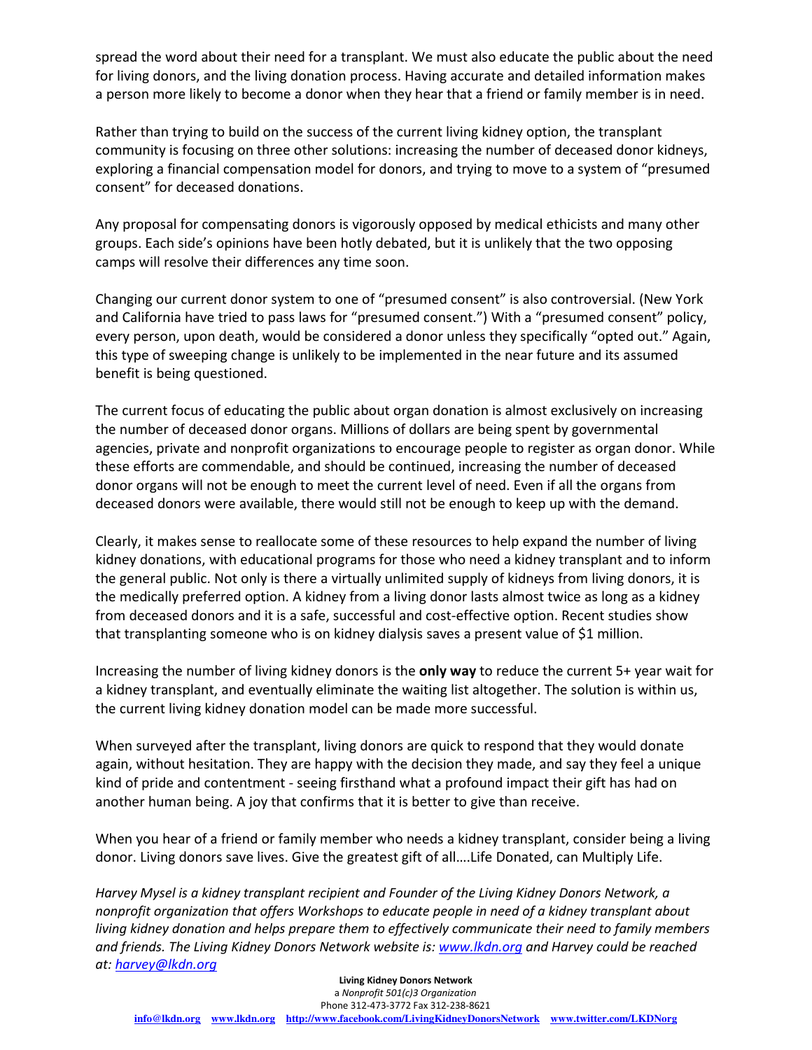spread the word about their need for a transplant. We must also educate the public about the need for living donors, and the living donation process. Having accurate and detailed information makes a person more likely to become a donor when they hear that a friend or family member is in need.

Rather than trying to build on the success of the current living kidney option, the transplant community is focusing on three other solutions: increasing the number of deceased donor kidneys, exploring a financial compensation model for donors, and trying to move to a system of "presumed consent" for deceased donations.

Any proposal for compensating donors is vigorously opposed by medical ethicists and many other groups. Each side's opinions have been hotly debated, but it is unlikely that the two opposing camps will resolve their differences any time soon.

Changing our current donor system to one of "presumed consent" is also controversial. (New York and California have tried to pass laws for "presumed consent.") With a "presumed consent" policy, every person, upon death, would be considered a donor unless they specifically "opted out." Again, this type of sweeping change is unlikely to be implemented in the near future and its assumed benefit is being questioned.

The current focus of educating the public about organ donation is almost exclusively on increasing the number of deceased donor organs. Millions of dollars are being spent by governmental agencies, private and nonprofit organizations to encourage people to register as organ donor. While these efforts are commendable, and should be continued, increasing the number of deceased donor organs will not be enough to meet the current level of need. Even if all the organs from deceased donors were available, there would still not be enough to keep up with the demand.

Clearly, it makes sense to reallocate some of these resources to help expand the number of living kidney donations, with educational programs for those who need a kidney transplant and to inform the general public. Not only is there a virtually unlimited supply of kidneys from living donors, it is the medically preferred option. A kidney from a living donor lasts almost twice as long as a kidney from deceased donors and it is a safe, successful and cost-effective option. Recent studies show that transplanting someone who is on kidney dialysis saves a present value of $1 million.

Increasing the number of living kidney donors is the **only way** to reduce the current 5+ year wait for a kidney transplant, and eventually eliminate the waiting list altogether. The solution is within us, the current living kidney donation model can be made more successful.

When surveyed after the transplant, living donors are quick to respond that they would donate again, without hesitation. They are happy with the decision they made, and say they feel a unique kind of pride and contentment - seeing firsthand what a profound impact their gift has had on another human being. A joy that confirms that it is better to give than receive.

When you hear of a friend or family member who needs a kidney transplant, consider being a living donor. Living donors save lives. Give the greatest gift of all….Life Donated, can Multiply Life.

*Harvey Mysel is a kidney transplant recipient and Founder of the Living Kidney Donors Network, a nonprofit organization that offers Workshops to educate people in need of a kidney transplant about living kidney donation and helps prepare them to effectively communicate their need to family members and friends. The Living Kidney Donors Network website is: [www.lkdn.org](http://www.lkdn.org) and Harvey could be reached at: [harvey@lkdn.org](mailto:harvey@lkdn.org)*

**Living Kidney Donors Network**
a *Nonprofit 501(c)3 Organization*
Phone 312-473-3772 Fax 312-238-8621
**info@lkdn.org www.lkdn.org http://www.facebook.com/LivingKidneyDonorsNetwork www.twitter.com/LKDNorg**